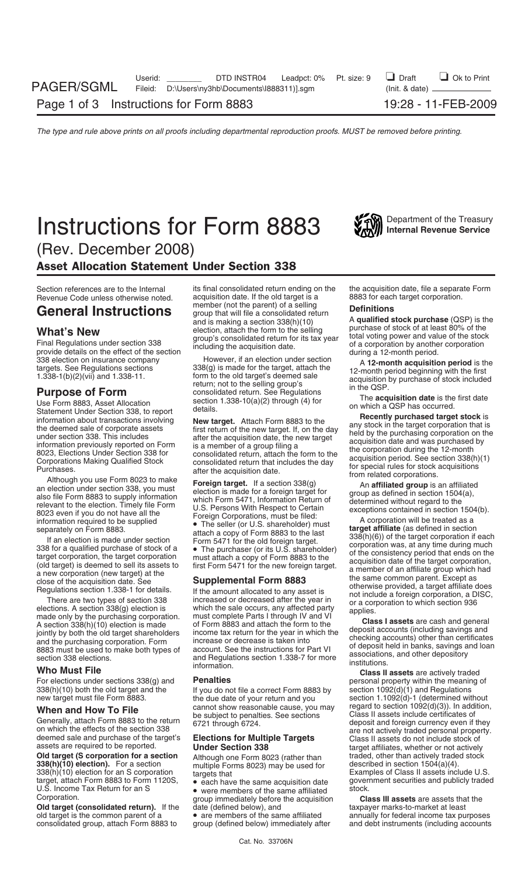# Instructions for Form 8883

(Rev. December 2008)

## Asset Allocation Statement Under Section 338

Section references are to the Internal Revenue Code unless otherwise noted.

## General Instructions

### What's New

Final Regulations under section 338 provide details on the effect of the section 338 election on insurance company targets. See Regulations sections 1.338-1(b)(2)(vii) and 1.338-11.

### Purpose of Form

Use Form 8883, Asset Allocation Statement Under Section 338, to report information about transactions involving the deemed sale of corporate assets under section 338. This includes information previously reported on Form 8023, Elections Under Section 338 for Corporations Making Qualified Stock Purchases.

Although you use Form 8023 to make an election under section 338, you must also file Form 8883 to supply information relevant to the election. Timely file Form 8023 even if you do not have all the information required to be supplied separately on Form 8883.

If an election is made under section 338 for a qualified purchase of stock of a target corporation, the target corporation (old target) is deemed to sell its assets to a new corporation (new target) at the close of the acquisition date. See Regulations section 1.338-1 for details.

There are two types of section 338 elections. A section 338(g) election is made only by the purchasing corporation. A section 338(h)(10) election is made jointly by both the old target shareholders and the purchasing corporation. Form 8883 must be used to make both types of section 338 elections.

### Who Must File

For elections under sections 338(g) and 338(h)(10) both the old target and the new target must file Form 8883.

### When and How To File

Generally, attach Form 8883 to the return on which the effects of the section 338 deemed sale and purchase of the target's assets are required to be reported.

**Old target (S corporation for a section 338(h)(10) election).** For a section 338(h)(10) election for an S corporation target, attach Form 8883 to Form 1120S, U.S. Income Tax Return for an S Corporation.

**Old target (consolidated return).** If the old target is the common parent of a consolidated group, attach Form 8883 to its final consolidated return ending on the acquisition date. If the old target is a member (not the parent) of a selling group that will file a consolidated return and is making a section 338(h)(10) election, attach the form to the selling group's consolidated return for its tax year including the acquisition date.

However, if an election under section 338(g) is made for the target, attach the form to the old target's deemed sale return; not to the selling group's consolidated return. See Regulations section 1.338-10(a)(2) through (4) for details.

**New target.** Attach Form 8883 to the first return of the new target. If, on the day after the acquisition date, the new target is a member of a group filing a consolidated return, attach the form to the consolidated return that includes the day after the acquisition date.

**Foreign target.** If a section 338(g) election is made for a foreign target for which Form 5471, Information Return of U.S. Persons With Respect to Certain Foreign Corporations, must be filed:

- The seller (or U.S. shareholder) must attach a copy of Form 8883 to the last Form 5471 for the old foreign target.
- The purchaser (or its U.S. shareholder) must attach a copy of Form 8883 to the first Form 5471 for the new foreign target.

### Supplemental Form 8883

If the amount allocated to any asset is increased or decreased after the year in which the sale occurs, any affected party must complete Parts I through IV and VI of Form 8883 and attach the form to the income tax return for the year in which the increase or decrease is taken into account. See the instructions for Part VI and Regulations section 1.338-7 for more information.

### Penalties

If you do not file a correct Form 8883 by the due date of your return and you cannot show reasonable cause, you may be subject to penalties. See sections 6721 through 6724.

### Elections for Multiple Targets Under Section 338

Although one Form 8023 (rather than multiple Forms 8023) may be used for targets that

- each have the same acquisition date
- were members of the same affiliated group immediately before the acquisition date (defined below), and
- are members of the same affiliated group (defined below) immediately after the acquisition date, file a separate Form 8883 for each target corporation.

### Definitions

A **qualified stock purchase** (QSP) is the purchase of stock of at least 80% of the total voting power and value of the stock of a corporation by another corporation during a 12-month period.

A **12-month acquisition period** is the 12-month period beginning with the first acquisition by purchase of stock included in the QSP.

The **acquisition date** is the first date on which a QSP has occurred.

**Recently purchased target stock** is any stock in the target corporation that is held by the purchasing corporation on the acquisition date and was purchased by the corporation during the 12-month acquisition period. See section 338(h)(1) for special rules for stock acquisitions from related corporations.

An **affiliated group** is an affiliated group as defined in section 1504(a), determined without regard to the exceptions contained in section 1504(b).

A corporation will be treated as a **target affiliate** (as defined in section 338(h)(6)) of the target corporation if each corporation was, at any time during much of the consistency period that ends on the acquisition date of the target corporation, a member of an affiliate group which had the same common parent. Except as otherwise provided, a target affiliate does not include a foreign corporation, a DISC, or a corporation to which section 936 applies.

**Class I assets** are cash and general deposit accounts (including savings and checking accounts) other than certificates of deposit held in banks, savings and loan associations, and other depository institutions.

**Class II assets** are actively traded personal property within the meaning of section 1092(d)(1) and Regulations section 1.1092(d)-1 (determined without regard to section 1092(d)(3)). In addition, Class II assets include certificates of deposit and foreign currency even if they are not actively traded personal property. Class II assets do not include stock of target affiliates, whether or not actively traded, other than actively traded stock described in section 1504(a)(4). Examples of Class II assets include U.S. government securities and publicly traded stock.

**Class III assets** are assets that the taxpayer marks-to-market at least annually for federal income tax purposes and debt instruments (including accounts

Cat. No. 33706N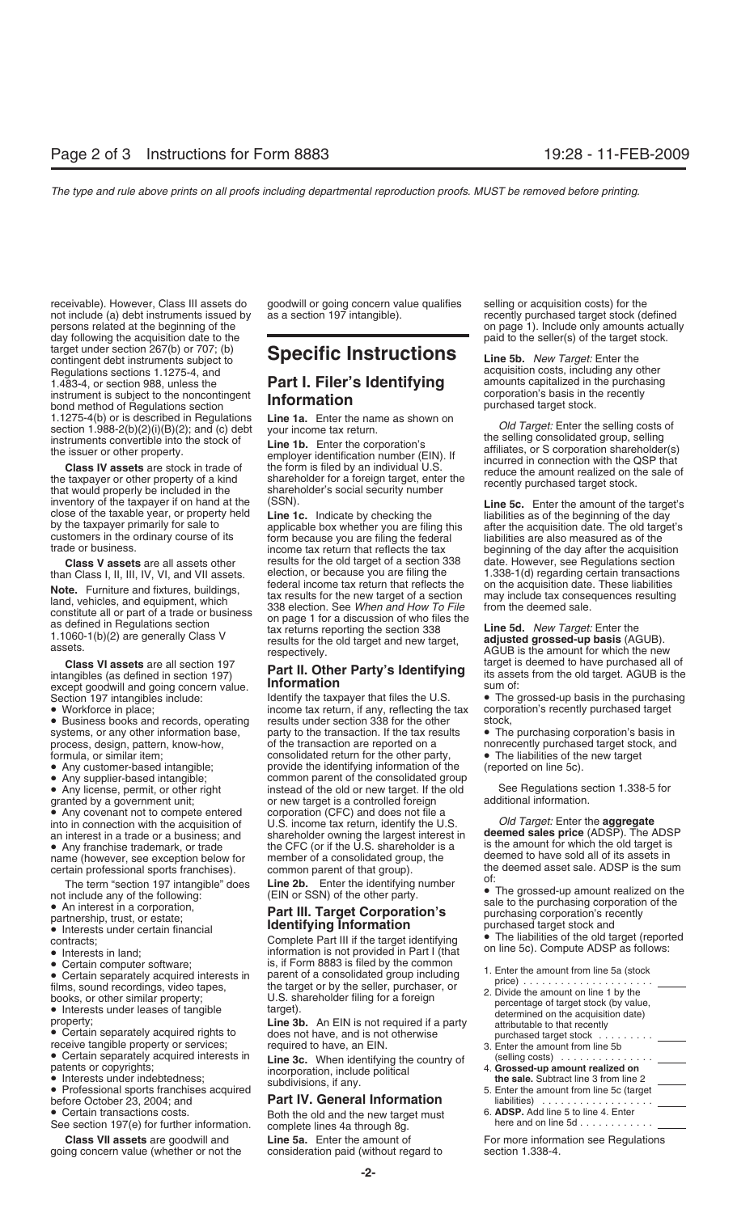receivable). However, Class III assets do not include (a) debt instruments issued by persons related at the beginning of the day following the acquisition date to the target under section 267(b) or 707; (b) contingent debt instruments subject to Regulations sections 1.1275-4, and 1.483-4, or section 988, unless the instrument is subject to the noncontingent bond method of Regulations section 1.1275-4(b) or is described in Regulations section 1.988-2(b)(2)(i)(B)(2); and (c) debt instruments convertible into the stock of the issuer or other property.

**Class IV assets** are stock in trade of the taxpayer or other property of a kind that would properly be included in the inventory of the taxpayer if on hand at the close of the taxable year, or property held by the taxpayer primarily for sale to customers in the ordinary course of its trade or business.

**Class V assets** are all assets other than Class I, II, III, IV, VI, and VII assets.

**Note.** Furniture and fixtures, buildings, land, vehicles, and equipment, which constitute all or part of a trade or business as defined in Regulations section 1.1060-1(b)(2) are generally Class V assets.

**Class VI assets** are all section 197 intangibles (as defined in section 197) except goodwill and going concern value. Section 197 intangibles include:

- Workforce in place;
- Business books and records, operating systems, or any other information base, process, design, pattern, know-how, formula, or similar item;
- Any customer-based intangible;
- Any supplier-based intangible;
- Any license, permit, or other right granted by a government unit;
- Any covenant not to compete entered into in connection with the acquisition of an interest in a trade or a business; and
- Any franchise trademark, or trade name (however, see exception below for certain professional sports franchises).

The term "section 197 intangible" does not include any of the following:

- An interest in a corporation, partnership, trust, or estate;
- Interests under certain financial contracts;
- Interests in land;
- Certain computer software;
- Certain separately acquired interests in films, sound recordings, video tapes, books, or other similar property;
- Interests under leases of tangible property;
- Certain separately acquired rights to receive tangible property or services;
- Certain separately acquired interests in patents or copyrights;
- Interests under indebtedness;
- Professional sports franchises acquired before October 23, 2004; and
- Certain transactions costs.

See section 197(e) for further information.

**Class VII assets** are goodwill and going concern value (whether or not the goodwill or going concern value qualifies as a section 197 intangible).

# Specific Instructions

## Part I. Filer's Identifying Information

**Line 1a.** Enter the name as shown on your income tax return.

**Line 1b.** Enter the corporation's employer identification number (EIN). If the form is filed by an individual U.S. shareholder for a foreign target, enter the shareholder's social security number (SSN).

**Line 1c.** Indicate by checking the applicable box whether you are filing this form because you are filing the federal income tax return that reflects the tax results for the old target of a section 338 election, or because you are filing the federal income tax return that reflects the tax results for the new target of a section 338 election. See *When and How To File* on page 1 for a discussion of who files the tax returns reporting the section 338 results for the old target and new target, respectively.

## Part II. Other Party's Identifying Information

Identify the taxpayer that files the U.S. income tax return, if any, reflecting the tax results under section 338 for the other party to the transaction. If the tax results of the transaction are reported on a consolidated return for the other party, provide the identifying information of the common parent of the consolidated group instead of the old or new target. If the old or new target is a controlled foreign corporation (CFC) and does not file a U.S. income tax return, identify the U.S. shareholder owning the largest interest in the CFC (or if the U.S. shareholder is a member of a consolidated group, the common parent of that group).

**Line 2b.** Enter the identifying number (EIN or SSN) of the other party.

## Part III. Target Corporation's Identifying Information

Complete Part III if the target identifying information is not provided in Part I (that is, if Form 8883 is filed by the common parent of a consolidated group including the target or by the seller, purchaser, or U.S. shareholder filing for a foreign target).

**Line 3b.** An EIN is not required if a party does not have, and is not otherwise required to have, an EIN.

**Line 3c.** When identifying the country of incorporation, include political subdivisions, if any.

## Part IV. General Information

Both the old and the new target must complete lines 4a through 8g.

**Line 5a.** Enter the amount of consideration paid (without regard to selling or acquisition costs) for the recently purchased target stock (defined on page 1). Include only amounts actually paid to the seller(s) of the target stock.

**Line 5b.** *New Target:* Enter the acquisition costs, including any other amounts capitalized in the purchasing corporation's basis in the recently purchased target stock.

*Old Target:* Enter the selling costs of the selling consolidated group, selling affiliates, or S corporation shareholder(s) incurred in connection with the QSP that reduce the amount realized on the sale of recently purchased target stock.

**Line 5c.** Enter the amount of the target's liabilities as of the beginning of the day after the acquisition date. The old target's liabilities are also measured as of the beginning of the day after the acquisition date. However, see Regulations section 1.338-1(d) regarding certain transactions on the acquisition date. These liabilities may include tax consequences resulting from the deemed sale.

**Line 5d.** *New Target:* Enter the **adjusted grossed-up basis** (AGUB). AGUB is the amount for which the new target is deemed to have purchased all of its assets from the old target. AGUB is the sum of:

- The grossed-up basis in the purchasing corporation's recently purchased target stock,
- The purchasing corporation's basis in nonrecently purchased target stock, and
- The liabilities of the new target (reported on line 5c).

See Regulations section 1.338-5 for additional information.

*Old Target:* Enter the **aggregate deemed sales price** (ADSP). The ADSP is the amount for which the old target is deemed to have sold all of its assets in the deemed asset sale. ADSP is the sum of:

- The grossed-up amount realized on the sale to the purchasing corporation of the purchasing corporation's recently purchased target stock and
- The liabilities of the old target (reported on line 5c). Compute ADSP as follows:

1. Enter the amount from line 5a (stock price) . . . . . . . . . . . . . . . . . . . . ______
2. Divide the amount on line 1 by the percentage of target stock (by value, determined on the acquisition date) attributable to that recently purchased target stock . . . . . . . . . ______
3. Enter the amount from line 5b (selling costs) . . . . . . . . . . . . . . ______
4. **Grossed-up amount realized on the sale.** Subtract line 3 from line 2 ______
5. Enter the amount from line 5c (target liabilities) . . . . . . . . . . . . . . . . . . ______
6. **ADSP.** Add line 5 to line 4. Enter here and on line 5d . . . . . . . . . . . ______

For more information see Regulations section 1.338-4.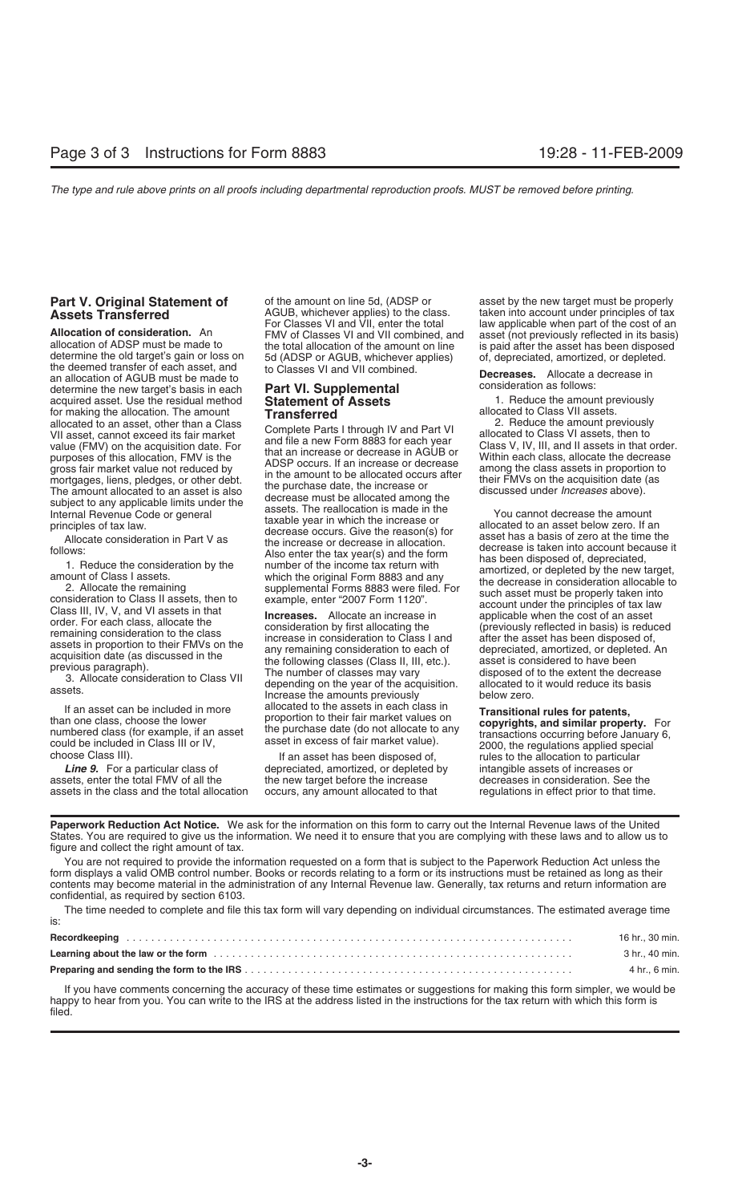## Part V. Original Statement of Assets Transferred

**Allocation of consideration.** An allocation of ADSP must be made to determine the old target's gain or loss on the deemed transfer of each asset, and an allocation of AGUB must be made to determine the new target's basis in each acquired asset. Use the residual method for making the allocation. The amount allocated to an asset, other than a Class VII asset, cannot exceed its fair market value (FMV) on the acquisition date. For purposes of this allocation, FMV is the gross fair market value not reduced by mortgages, liens, pledges, or other debt. The amount allocated to an asset is also subject to any applicable limits under the Internal Revenue Code or general principles of tax law.

Allocate consideration in Part V as follows:

1. Reduce the consideration by the amount of Class I assets.
2. Allocate the remaining consideration to Class II assets, then to Class III, IV, V, and VI assets in that order. For each class, allocate the remaining consideration to the class assets in proportion to their FMVs on the acquisition date (as discussed in the previous paragraph).
3. Allocate consideration to Class VII assets.

If an asset can be included in more than one class, choose the lower numbered class (for example, if an asset could be included in Class III or IV, choose Class III).

***Line 9.*** For a particular class of assets, enter the total FMV of all the assets in the class and the total allocation of the amount on line 5d, (ADSP or AGUB, whichever applies) to the class. For Classes VI and VII, enter the total FMV of Classes VI and VII combined, and the total allocation of the amount on line 5d (ADSP or AGUB, whichever applies) to Classes VI and VII combined.

## Part VI. Supplemental Statement of Assets Transferred

Complete Parts I through IV and Part VI and file a new Form 8883 for each year that an increase or decrease in AGUB or ADSP occurs. If an increase or decrease in the amount to be allocated occurs after the purchase date, the increase or decrease must be allocated among the assets. The reallocation is made in the taxable year in which the increase or decrease occurs. Give the reason(s) for the increase or decrease in allocation. Also enter the tax year(s) and the form number of the income tax return with which the original Form 8883 and any supplemental Forms 8883 were filed. For example, enter "2007 Form 1120".

**Increases.** Allocate an increase in consideration by first allocating the increase in consideration to Class I and any remaining consideration to each of the following classes (Class II, III, etc.). The number of classes may vary depending on the year of the acquisition. Increase the amounts previously allocated to the assets in each class in proportion to their fair market values on the purchase date (do not allocate to any asset in excess of fair market value).

If an asset has been disposed of, depreciated, amortized, or depleted by the new target before the increase occurs, any amount allocated to that asset by the new target must be properly taken into account under principles of tax law applicable when part of the cost of an asset (not previously reflected in its basis) is paid after the asset has been disposed of, depreciated, amortized, or depleted.

**Decreases.** Allocate a decrease in consideration as follows:

1. Reduce the amount previously allocated to Class VII assets.
2. Reduce the amount previously allocated to Class VI assets, then to Class V, IV, III, and II assets in that order. Within each class, allocate the decrease among the class assets in proportion to their FMVs on the acquisition date (as discussed under *Increases* above).

You cannot decrease the amount allocated to an asset below zero. If an asset has a basis of zero at the time the decrease is taken into account because it has been disposed of, depreciated, amortized, or depleted by the new target, the decrease in consideration allocable to such asset must be properly taken into account under the principles of tax law applicable when the cost of an asset (previously reflected in basis) is reduced after the asset has been disposed of, depreciated, amortized, or depleted. An asset is considered to have been disposed of to the extent the decrease allocated to it would reduce its basis below zero.

**Transitional rules for patents, copyrights, and similar property.** For transactions occurring before January 6, 2000, the regulations applied special rules to the allocation to particular intangible assets of increases or decreases in consideration. See the regulations in effect prior to that time.

---

**Paperwork Reduction Act Notice.** We ask for the information on this form to carry out the Internal Revenue laws of the United States. You are required to give us the information. We need it to ensure that you are complying with these laws and to allow us to figure and collect the right amount of tax.

You are not required to provide the information requested on a form that is subject to the Paperwork Reduction Act unless the form displays a valid OMB control number. Books or records relating to a form or its instructions must be retained as long as their contents may become material in the administration of any Internal Revenue law. Generally, tax returns and return information are confidential, as required by section 6103.

The time needed to complete and file this tax form will vary depending on individual circumstances. The estimated average time is:

| | |
|---|---|
| **Recordkeeping** | 16 hr., 30 min. |
| **Learning about the law or the form** | 3 hr., 40 min. |
| **Preparing and sending the form to the IRS** | 4 hr., 6 min. |

If you have comments concerning the accuracy of these time estimates or suggestions for making this form simpler, we would be happy to hear from you. You can write to the IRS at the address listed in the instructions for the tax return with which this form is filed.